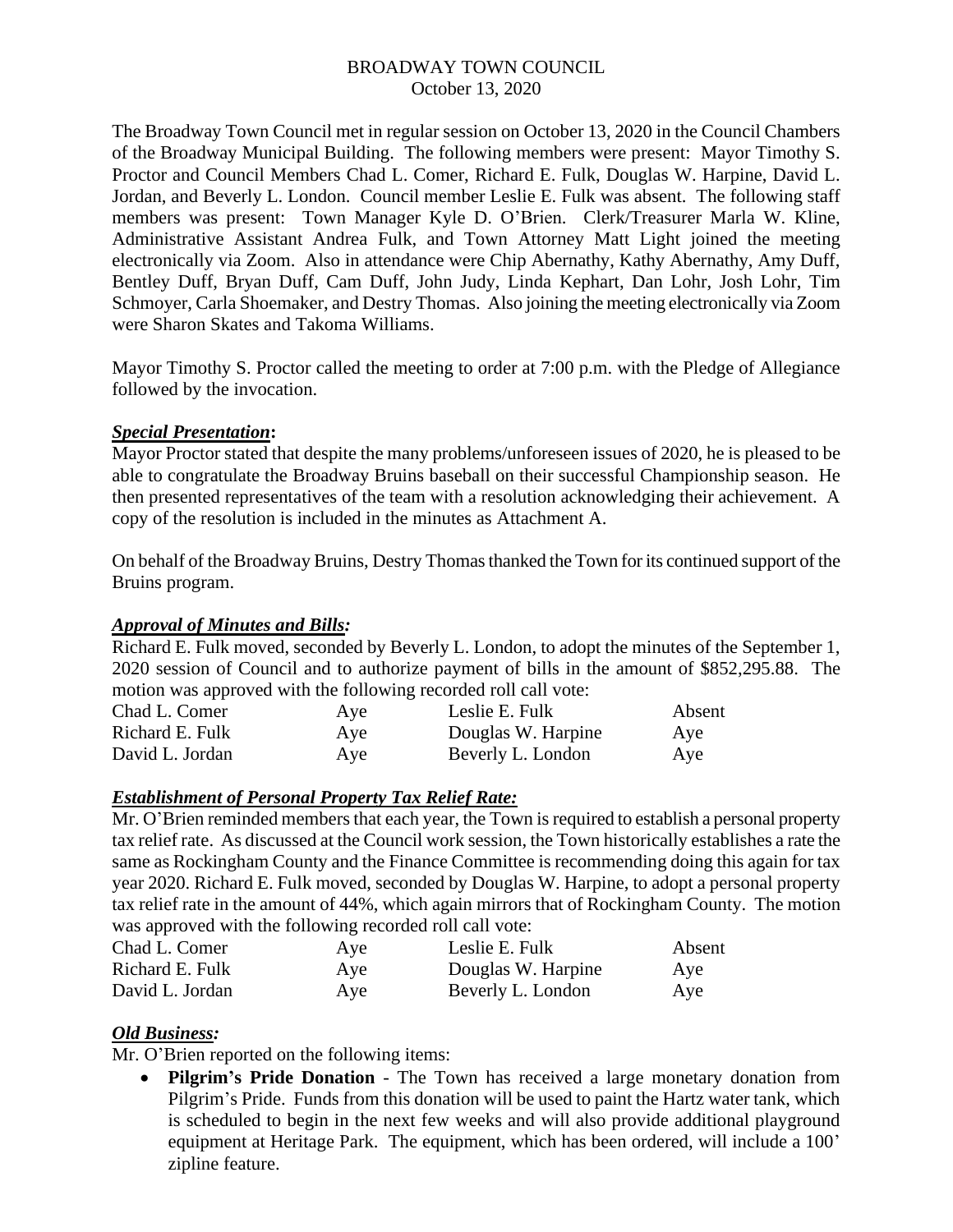# BROADWAY TOWN COUNCIL

October 13, 2020

The Broadway Town Council met in regular session on October 13, 2020 in the Council Chambers of the Broadway Municipal Building. The following members were present: Mayor Timothy S. Proctor and Council Members Chad L. Comer, Richard E. Fulk, Douglas W. Harpine, David L. Jordan, and Beverly L. London. Council member Leslie E. Fulk was absent. The following staff members was present: Town Manager Kyle D. O'Brien. Clerk/Treasurer Marla W. Kline, Administrative Assistant Andrea Fulk, and Town Attorney Matt Light joined the meeting electronically via Zoom. Also in attendance were Chip Abernathy, Kathy Abernathy, Amy Duff, Bentley Duff, Bryan Duff, Cam Duff, John Judy, Linda Kephart, Dan Lohr, Josh Lohr, Tim Schmoyer, Carla Shoemaker, and Destry Thomas. Also joining the meeting electronically via Zoom were Sharon Skates and Takoma Williams.

Mayor Timothy S. Proctor called the meeting to order at 7:00 p.m. with the Pledge of Allegiance followed by the invocation.

***Special Presentation*:**

Mayor Proctor stated that despite the many problems/unforeseen issues of 2020, he is pleased to be able to congratulate the Broadway Bruins baseball on their successful Championship season. He then presented representatives of the team with a resolution acknowledging their achievement. A copy of the resolution is included in the minutes as Attachment A.

On behalf of the Broadway Bruins, Destry Thomas thanked the Town for its continued support of the Bruins program.

***Approval of Minutes and Bills:***

Richard E. Fulk moved, seconded by Beverly L. London, to adopt the minutes of the September 1, 2020 session of Council and to authorize payment of bills in the amount of $852,295.88. The motion was approved with the following recorded roll call vote:

| | | | |
|---|---|---|---|
| Chad L. Comer | Aye | Leslie E. Fulk | Absent |
| Richard E. Fulk | Aye | Douglas W. Harpine | Aye |
| David L. Jordan | Aye | Beverly L. London | Aye |

***Establishment of Personal Property Tax Relief Rate:***

Mr. O'Brien reminded members that each year, the Town is required to establish a personal property tax relief rate. As discussed at the Council work session, the Town historically establishes a rate the same as Rockingham County and the Finance Committee is recommending doing this again for tax year 2020. Richard E. Fulk moved, seconded by Douglas W. Harpine, to adopt a personal property tax relief rate in the amount of 44%, which again mirrors that of Rockingham County. The motion was approved with the following recorded roll call vote:

| | | | |
|---|---|---|---|
| Chad L. Comer | Aye | Leslie E. Fulk | Absent |
| Richard E. Fulk | Aye | Douglas W. Harpine | Aye |
| David L. Jordan | Aye | Beverly L. London | Aye |

***Old Business:***

Mr. O'Brien reported on the following items:

- **Pilgrim's Pride Donation** - The Town has received a large monetary donation from Pilgrim's Pride. Funds from this donation will be used to paint the Hartz water tank, which is scheduled to begin in the next few weeks and will also provide additional playground equipment at Heritage Park. The equipment, which has been ordered, will include a 100' zipline feature.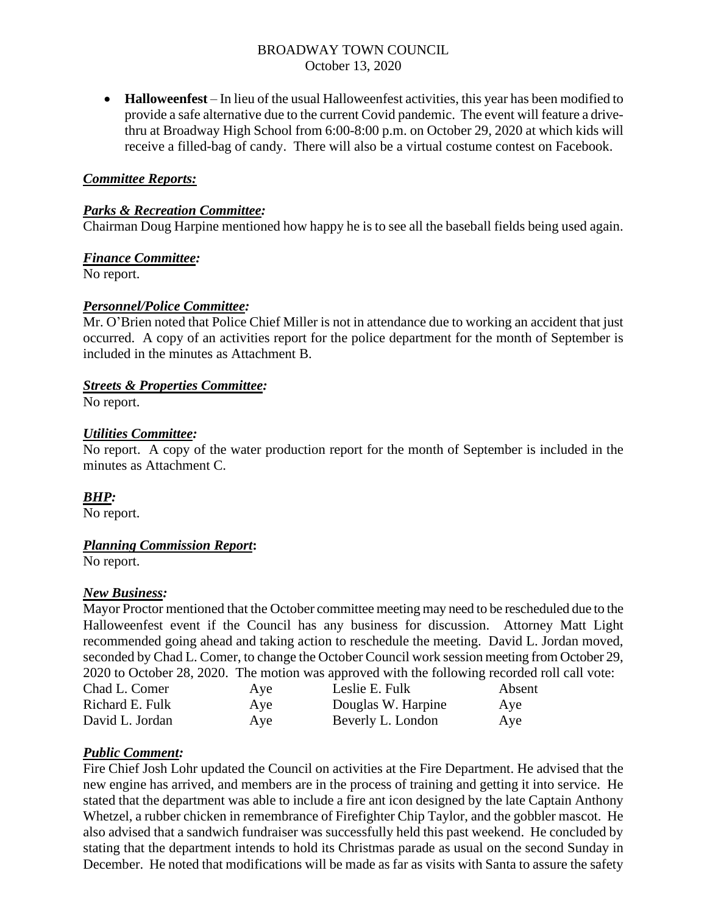- **Halloweenfest** – In lieu of the usual Halloweenfest activities, this year has been modified to provide a safe alternative due to the current Covid pandemic. The event will feature a drive-thru at Broadway High School from 6:00-8:00 p.m. on October 29, 2020 at which kids will receive a filled-bag of candy. There will also be a virtual costume contest on Facebook.

***Committee Reports:***

***Parks & Recreation Committee:***
Chairman Doug Harpine mentioned how happy he is to see all the baseball fields being used again.

***Finance Committee:***
No report.

***Personnel/Police Committee:***
Mr. O'Brien noted that Police Chief Miller is not in attendance due to working an accident that just occurred. A copy of an activities report for the police department for the month of September is included in the minutes as Attachment B.

***Streets & Properties Committee:***
No report.

***Utilities Committee:***
No report. A copy of the water production report for the month of September is included in the minutes as Attachment C.

***BHP:***
No report.

***Planning Commission Report*:**
No report.

***New Business:***
Mayor Proctor mentioned that the October committee meeting may need to be rescheduled due to the Halloweenfest event if the Council has any business for discussion. Attorney Matt Light recommended going ahead and taking action to reschedule the meeting. David L. Jordan moved, seconded by Chad L. Comer, to change the October Council work session meeting from October 29, 2020 to October 28, 2020. The motion was approved with the following recorded roll call vote:

| | | | |
|---|---|---|---|
| Chad L. Comer | Aye | Leslie E. Fulk | Absent |
| Richard E. Fulk | Aye | Douglas W. Harpine | Aye |
| David L. Jordan | Aye | Beverly L. London | Aye |

***Public Comment:***
Fire Chief Josh Lohr updated the Council on activities at the Fire Department. He advised that the new engine has arrived, and members are in the process of training and getting it into service. He stated that the department was able to include a fire ant icon designed by the late Captain Anthony Whetzel, a rubber chicken in remembrance of Firefighter Chip Taylor, and the gobbler mascot. He also advised that a sandwich fundraiser was successfully held this past weekend. He concluded by stating that the department intends to hold its Christmas parade as usual on the second Sunday in December. He noted that modifications will be made as far as visits with Santa to assure the safety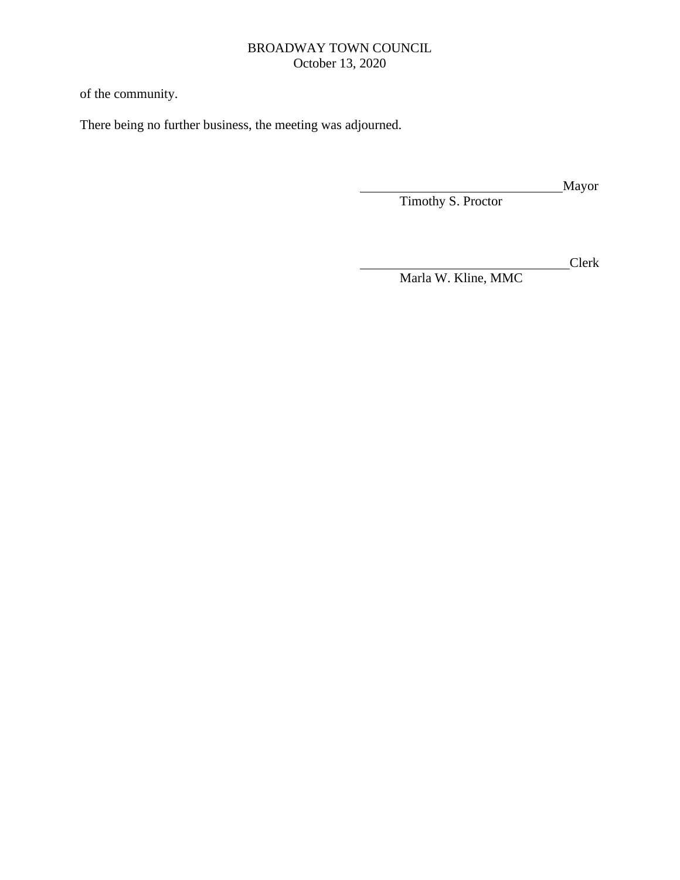of the community.

There being no further business, the meeting was adjourned.

\_\_\_\_\_\_\_\_\_\_\_\_\_\_\_\_\_\_\_\_\_\_\_\_\_\_\_\_\_\_\_\_Mayor
Timothy S. Proctor

\_\_\_\_\_\_\_\_\_\_\_\_\_\_\_\_\_\_\_\_\_\_\_\_\_\_\_\_\_\_\_\_Clerk
Marla W. Kline, MMC